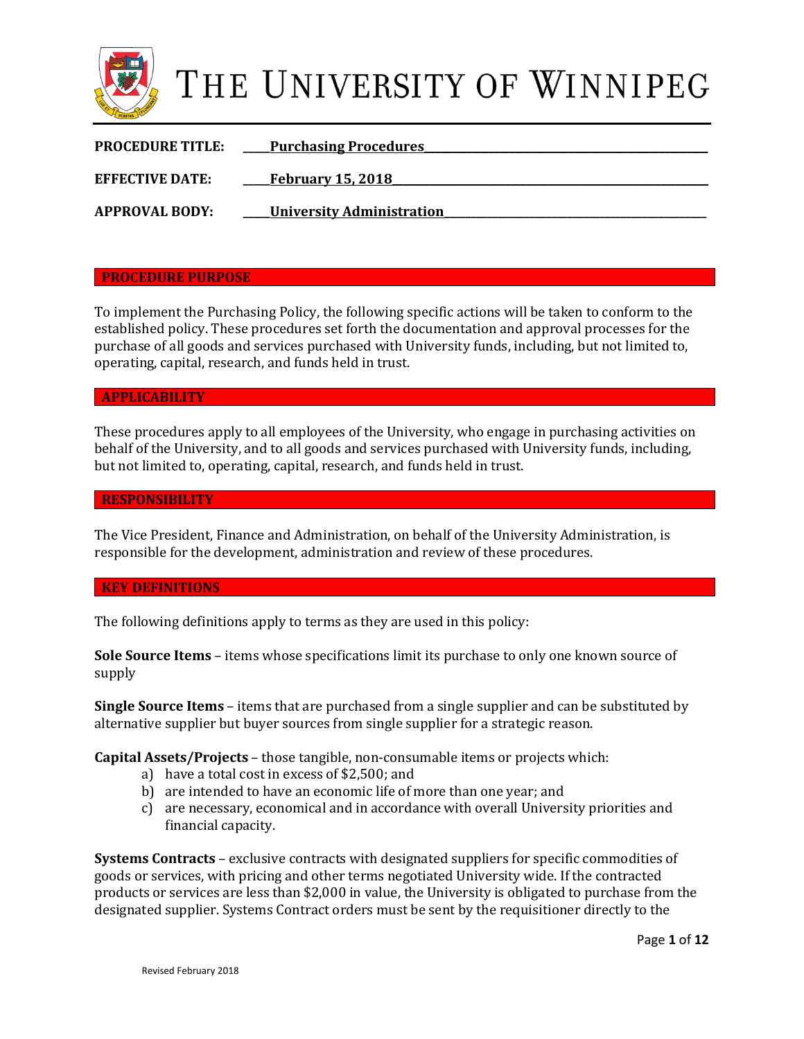# THE UNIVERSITY OF WINNIPEG

**PROCEDURE TITLE:** **Purchasing Procedures**

**EFFECTIVE DATE:** **February 15, 2018**

**APPROVAL BODY:** **University Administration**

## PROCEDURE PURPOSE

To implement the Purchasing Policy, the following specific actions will be taken to conform to the established policy. These procedures set forth the documentation and approval processes for the purchase of all goods and services purchased with University funds, including, but not limited to, operating, capital, research, and funds held in trust.

## APPLICABILITY

These procedures apply to all employees of the University, who engage in purchasing activities on behalf of the University, and to all goods and services purchased with University funds, including, but not limited to, operating, capital, research, and funds held in trust.

## RESPONSIBILITY

The Vice President, Finance and Administration, on behalf of the University Administration, is responsible for the development, administration and review of these procedures.

## KEY DEFINITIONS

The following definitions apply to terms as they are used in this policy:

**Sole Source Items** – items whose specifications limit its purchase to only one known source of supply

**Single Source Items** – items that are purchased from a single supplier and can be substituted by alternative supplier but buyer sources from single supplier for a strategic reason.

**Capital Assets/Projects** – those tangible, non-consumable items or projects which:

a) have a total cost in excess of $2,500; and
b) are intended to have an economic life of more than one year; and
c) are necessary, economical and in accordance with overall University priorities and financial capacity.

**Systems Contracts** – exclusive contracts with designated suppliers for specific commodities of goods or services, with pricing and other terms negotiated University wide. If the contracted products or services are less than $2,000 in value, the University is obligated to purchase from the designated supplier. Systems Contract orders must be sent by the requisitioner directly to the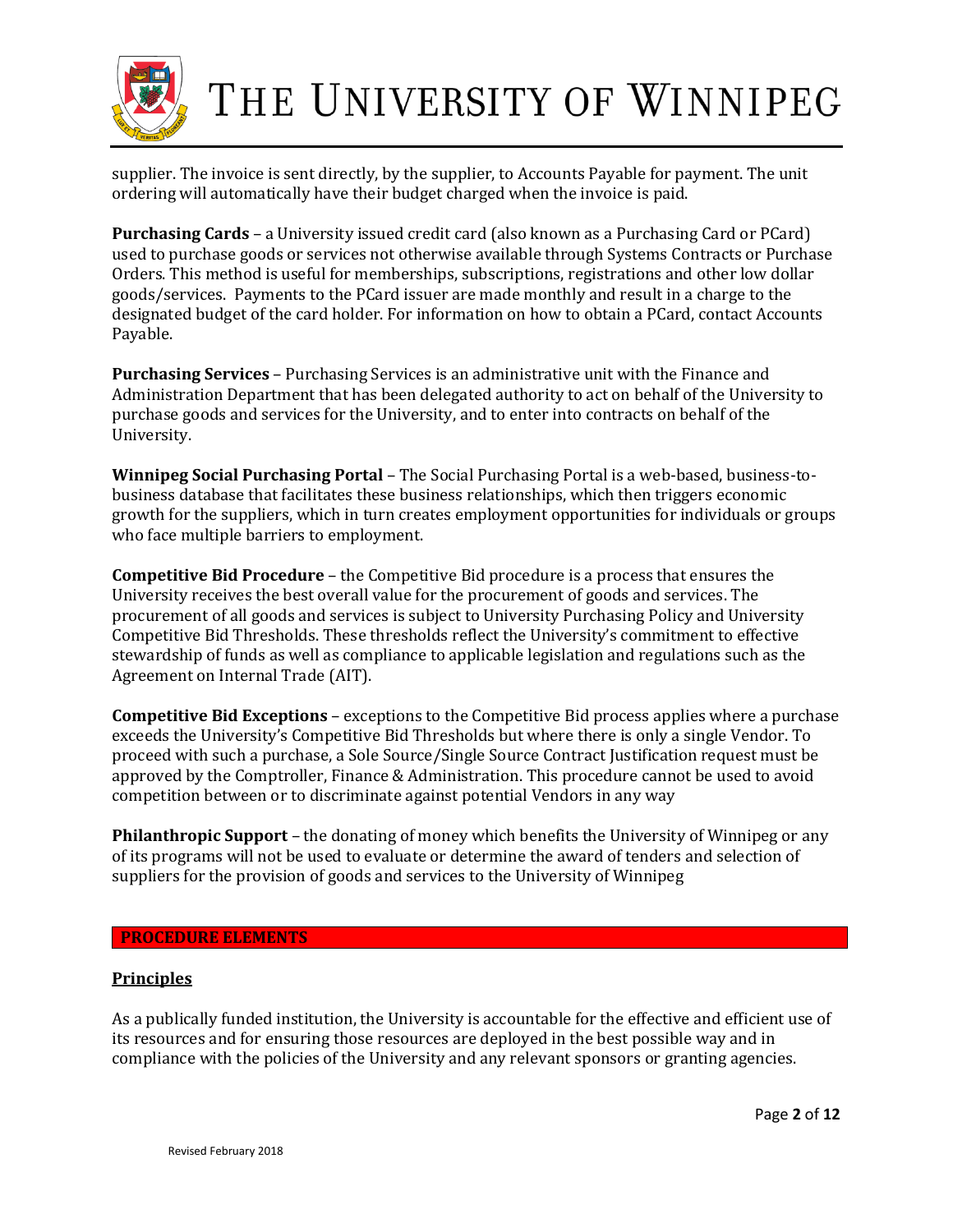supplier. The invoice is sent directly, by the supplier, to Accounts Payable for payment. The unit ordering will automatically have their budget charged when the invoice is paid.

**Purchasing Cards** – a University issued credit card (also known as a Purchasing Card or PCard) used to purchase goods or services not otherwise available through Systems Contracts or Purchase Orders. This method is useful for memberships, subscriptions, registrations and other low dollar goods/services. Payments to the PCard issuer are made monthly and result in a charge to the designated budget of the card holder. For information on how to obtain a PCard, contact Accounts Payable.

**Purchasing Services** – Purchasing Services is an administrative unit with the Finance and Administration Department that has been delegated authority to act on behalf of the University to purchase goods and services for the University, and to enter into contracts on behalf of the University.

**Winnipeg Social Purchasing Portal** – The Social Purchasing Portal is a web-based, business-to-business database that facilitates these business relationships, which then triggers economic growth for the suppliers, which in turn creates employment opportunities for individuals or groups who face multiple barriers to employment.

**Competitive Bid Procedure** – the Competitive Bid procedure is a process that ensures the University receives the best overall value for the procurement of goods and services. The procurement of all goods and services is subject to University Purchasing Policy and University Competitive Bid Thresholds. These thresholds reflect the University's commitment to effective stewardship of funds as well as compliance to applicable legislation and regulations such as the Agreement on Internal Trade (AIT).

**Competitive Bid Exceptions** – exceptions to the Competitive Bid process applies where a purchase exceeds the University's Competitive Bid Thresholds but where there is only a single Vendor. To proceed with such a purchase, a Sole Source/Single Source Contract Justification request must be approved by the Comptroller, Finance & Administration. This procedure cannot be used to avoid competition between or to discriminate against potential Vendors in any way

**Philanthropic Support** – the donating of money which benefits the University of Winnipeg or any of its programs will not be used to evaluate or determine the award of tenders and selection of suppliers for the provision of goods and services to the University of Winnipeg

## PROCEDURE ELEMENTS

### Principles

As a publically funded institution, the University is accountable for the effective and efficient use of its resources and for ensuring those resources are deployed in the best possible way and in compliance with the policies of the University and any relevant sponsors or granting agencies.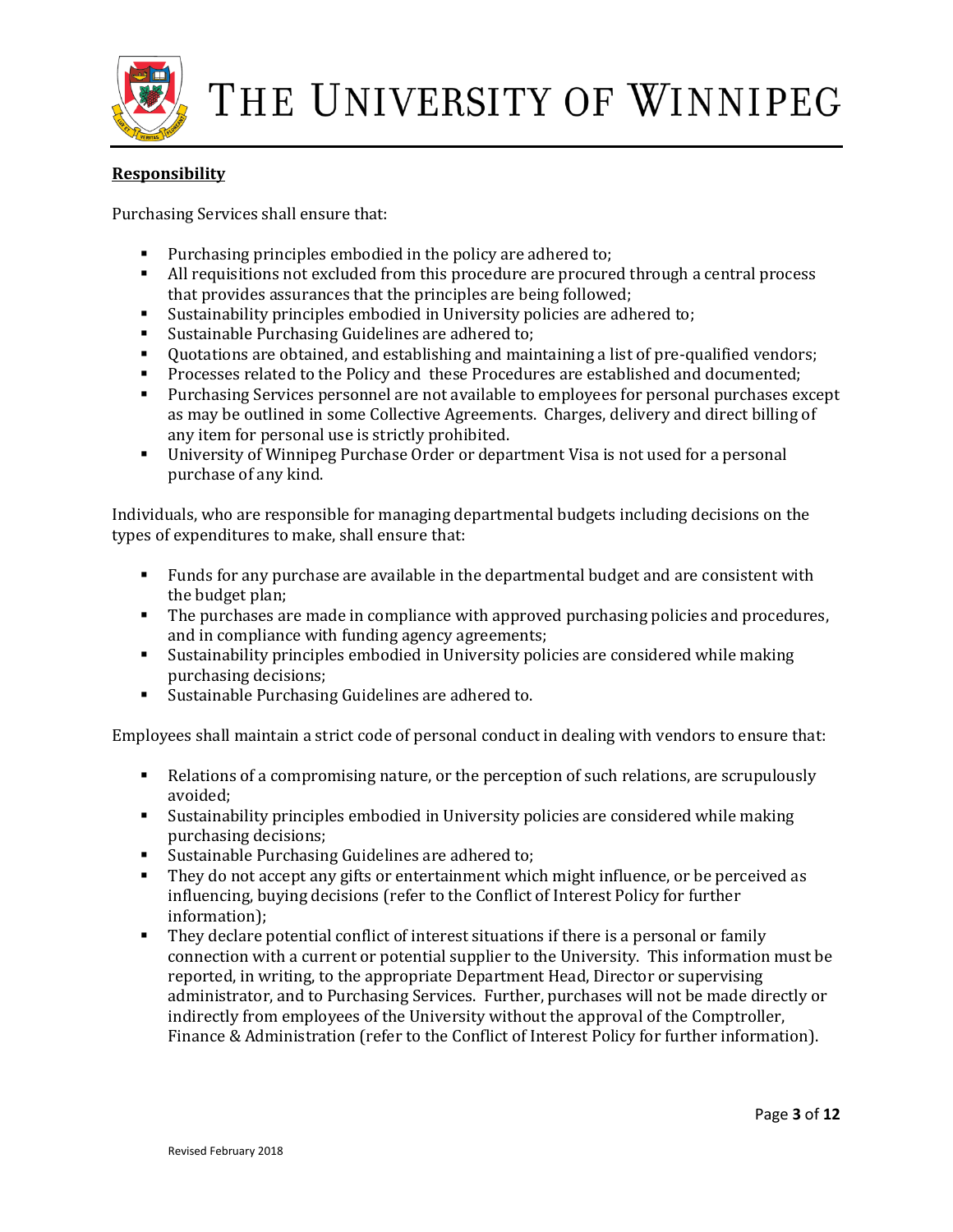**Responsibility**

Purchasing Services shall ensure that:

- Purchasing principles embodied in the policy are adhered to;
- All requisitions not excluded from this procedure are procured through a central process that provides assurances that the principles are being followed;
- Sustainability principles embodied in University policies are adhered to;
- Sustainable Purchasing Guidelines are adhered to;
- Quotations are obtained, and establishing and maintaining a list of pre-qualified vendors;
- Processes related to the Policy and these Procedures are established and documented;
- Purchasing Services personnel are not available to employees for personal purchases except as may be outlined in some Collective Agreements. Charges, delivery and direct billing of any item for personal use is strictly prohibited.
- University of Winnipeg Purchase Order or department Visa is not used for a personal purchase of any kind.

Individuals, who are responsible for managing departmental budgets including decisions on the types of expenditures to make, shall ensure that:

- Funds for any purchase are available in the departmental budget and are consistent with the budget plan;
- The purchases are made in compliance with approved purchasing policies and procedures, and in compliance with funding agency agreements;
- Sustainability principles embodied in University policies are considered while making purchasing decisions;
- Sustainable Purchasing Guidelines are adhered to.

Employees shall maintain a strict code of personal conduct in dealing with vendors to ensure that:

- Relations of a compromising nature, or the perception of such relations, are scrupulously avoided;
- Sustainability principles embodied in University policies are considered while making purchasing decisions;
- Sustainable Purchasing Guidelines are adhered to;
- They do not accept any gifts or entertainment which might influence, or be perceived as influencing, buying decisions (refer to the Conflict of Interest Policy for further information);
- They declare potential conflict of interest situations if there is a personal or family connection with a current or potential supplier to the University. This information must be reported, in writing, to the appropriate Department Head, Director or supervising administrator, and to Purchasing Services. Further, purchases will not be made directly or indirectly from employees of the University without the approval of the Comptroller, Finance & Administration (refer to the Conflict of Interest Policy for further information).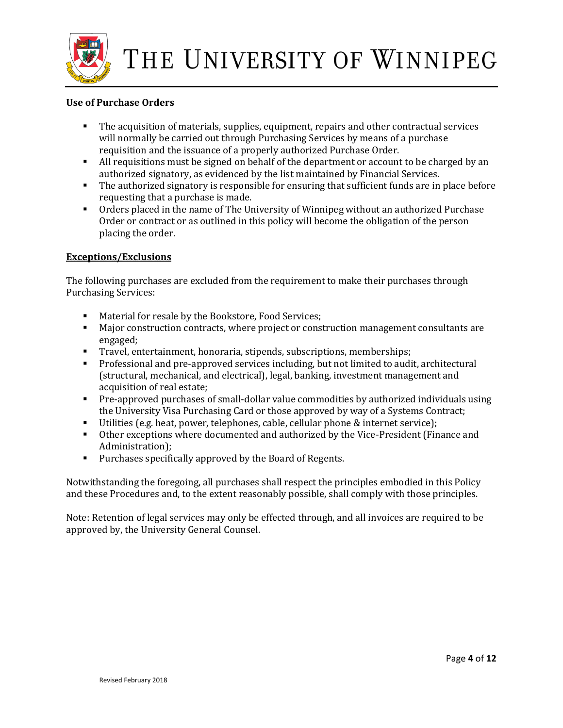**Use of Purchase Orders**

- The acquisition of materials, supplies, equipment, repairs and other contractual services will normally be carried out through Purchasing Services by means of a purchase requisition and the issuance of a properly authorized Purchase Order.
- All requisitions must be signed on behalf of the department or account to be charged by an authorized signatory, as evidenced by the list maintained by Financial Services.
- The authorized signatory is responsible for ensuring that sufficient funds are in place before requesting that a purchase is made.
- Orders placed in the name of The University of Winnipeg without an authorized Purchase Order or contract or as outlined in this policy will become the obligation of the person placing the order.

**Exceptions/Exclusions**

The following purchases are excluded from the requirement to make their purchases through Purchasing Services:

- Material for resale by the Bookstore, Food Services;
- Major construction contracts, where project or construction management consultants are engaged;
- Travel, entertainment, honoraria, stipends, subscriptions, memberships;
- Professional and pre-approved services including, but not limited to audit, architectural (structural, mechanical, and electrical), legal, banking, investment management and acquisition of real estate;
- Pre-approved purchases of small-dollar value commodities by authorized individuals using the University Visa Purchasing Card or those approved by way of a Systems Contract;
- Utilities (e.g. heat, power, telephones, cable, cellular phone & internet service);
- Other exceptions where documented and authorized by the Vice-President (Finance and Administration);
- Purchases specifically approved by the Board of Regents.

Notwithstanding the foregoing, all purchases shall respect the principles embodied in this Policy and these Procedures and, to the extent reasonably possible, shall comply with those principles.

Note: Retention of legal services may only be effected through, and all invoices are required to be approved by, the University General Counsel.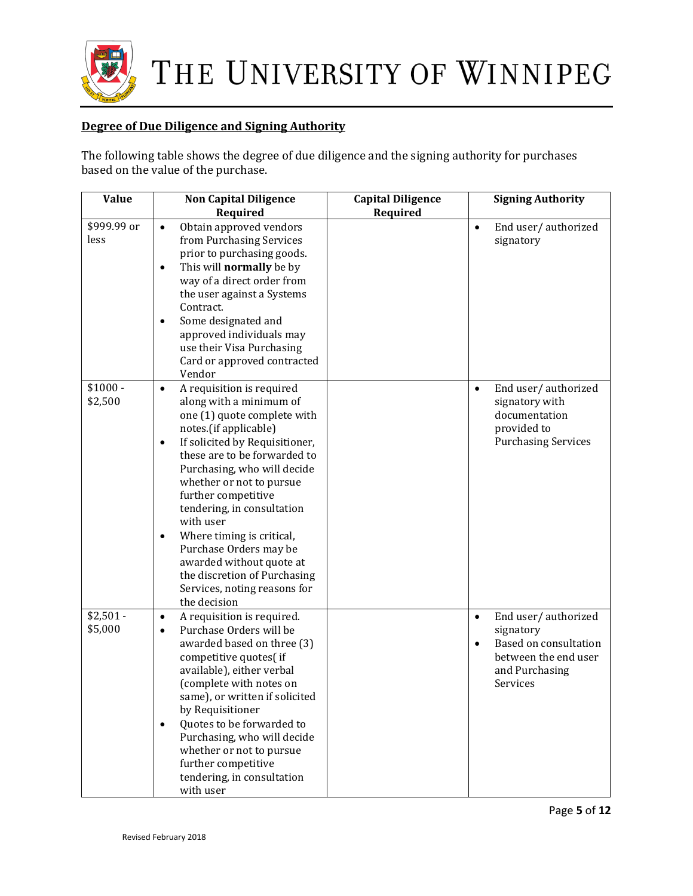## Degree of Due Diligence and Signing Authority

The following table shows the degree of due diligence and the signing authority for purchases based on the value of the purchase.

| Value | Non Capital Diligence Required | Capital Diligence Required | Signing Authority |
|---|---|---|---|
| $999.99 or less | • Obtain approved vendors from Purchasing Services prior to purchasing goods.<br>• This will **normally** be by way of a direct order from the user against a Systems Contract.<br>• Some designated and approved individuals may use their Visa Purchasing Card or approved contracted Vendor | | • End user/ authorized signatory |
| $1000 - $2,500 | • A requisition is required along with a minimum of one (1) quote complete with notes.(if applicable)<br>• If solicited by Requisitioner, these are to be forwarded to Purchasing, who will decide whether or not to pursue further competitive tendering, in consultation with user<br>• Where timing is critical, Purchase Orders may be awarded without quote at the discretion of Purchasing Services, noting reasons for the decision | | • End user/ authorized signatory with documentation provided to Purchasing Services |
| $2,501 - $5,000 | • A requisition is required.<br>• Purchase Orders will be awarded based on three (3) competitive quotes( if available), either verbal (complete with notes on same), or written if solicited by Requisitioner<br>• Quotes to be forwarded to Purchasing, who will decide whether or not to pursue further competitive tendering, in consultation with user | | • End user/ authorized signatory<br>• Based on consultation between the end user and Purchasing Services |

Revised February 2018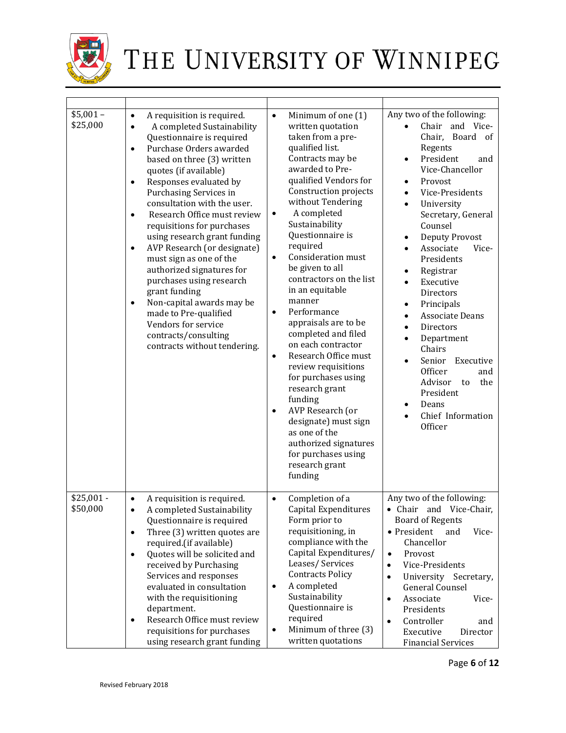| | | | |
|---|---|---|---|
| $5,001 – $25,000 | • A requisition is required.<br>• A completed Sustainability Questionnaire is required<br>• Purchase Orders awarded based on three (3) written quotes (if available)<br>• Responses evaluated by Purchasing Services in consultation with the user.<br>• Research Office must review requisitions for purchases using research grant funding<br>• AVP Research (or designate) must sign as one of the authorized signatures for purchases using research grant funding<br>• Non-capital awards may be made to Pre-qualified Vendors for service contracts/consulting contracts without tendering. | • Minimum of one (1) written quotation taken from a pre-qualified list. Contracts may be awarded to Pre-qualified Vendors for Construction projects without Tendering<br>• A completed Sustainability Questionnaire is required<br>• Consideration must be given to all contractors on the list in an equitable manner<br>• Performance appraisals are to be completed and filed on each contractor<br>• Research Office must review requisitions for purchases using research grant funding<br>• AVP Research (or designate) must sign as one of the authorized signatures for purchases using research grant funding | Any two of the following:<br>• Chair and Vice-Chair, Board of Regents<br>• President and Vice-Chancellor<br>• Provost<br>• Vice-Presidents<br>• University Secretary, General Counsel<br>• Deputy Provost<br>• Associate Vice-Presidents<br>• Registrar<br>• Executive Directors<br>• Principals<br>• Associate Deans<br>• Directors<br>• Department Chairs<br>• Senior Executive Officer and Advisor to the President<br>• Deans<br>• Chief Information Officer |
| $25,001 - $50,000 | • A requisition is required.<br>• A completed Sustainability Questionnaire is required<br>• Three (3) written quotes are required.(if available)<br>• Quotes will be solicited and received by Purchasing Services and responses evaluated in consultation with the requisitioning department.<br>• Research Office must review requisitions for purchases using research grant funding | • Completion of a Capital Expenditures Form prior to requisitioning, in compliance with the Capital Expenditures/ Leases/ Services Contracts Policy<br>• A completed Sustainability Questionnaire is required<br>• Minimum of three (3) written quotations | Any two of the following:<br>• Chair and Vice-Chair, Board of Regents<br>• President and Vice-Chancellor<br>• Provost<br>• Vice-Presidents<br>• University Secretary, General Counsel<br>• Associate Vice-Presidents<br>• Controller and Executive Director Financial Services |

Revised February 2018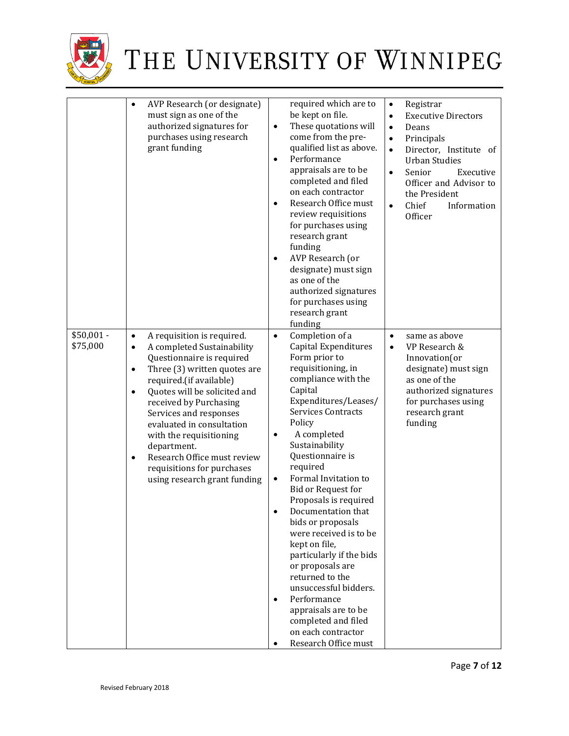| | | | |
|---|---|---|---|
| | • AVP Research (or designate) must sign as one of the authorized signatures for purchases using research grant funding | required which are to be kept on file.<br>• These quotations will come from the pre-qualified list as above.<br>• Performance appraisals are to be completed and filed on each contractor<br>• Research Office must review requisitions for purchases using research grant funding<br>• AVP Research (or designate) must sign as one of the authorized signatures for purchases using research grant funding | • Registrar<br>• Executive Directors<br>• Deans<br>• Principals<br>• Director, Institute of Urban Studies<br>• Senior Executive Officer and Advisor to the President<br>• Chief Information Officer |
| $50,001 - $75,000 | • A requisition is required.<br>• A completed Sustainability Questionnaire is required<br>• Three (3) written quotes are required.(if available)<br>• Quotes will be solicited and received by Purchasing Services and responses evaluated in consultation with the requisitioning department.<br>• Research Office must review requisitions for purchases using research grant funding | • Completion of a Capital Expenditures Form prior to requisitioning, in compliance with the Capital Expenditures/Leases/ Services Contracts Policy<br>• A completed Sustainability Questionnaire is required<br>• Formal Invitation to Bid or Request for Proposals is required<br>• Documentation that bids or proposals were received is to be kept on file, particularly if the bids or proposals are returned to the unsuccessful bidders.<br>• Performance appraisals are to be completed and filed on each contractor<br>• Research Office must | • same as above<br>• VP Research & Innovation(or designate) must sign as one of the authorized signatures for purchases using research grant funding |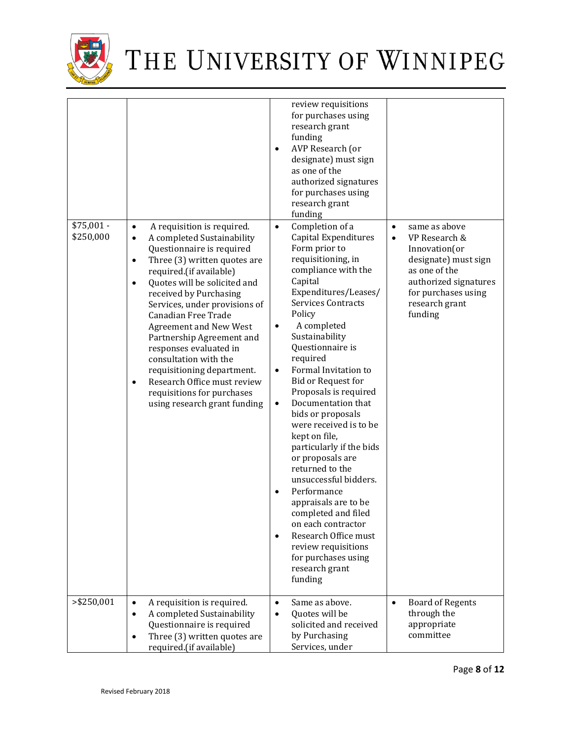| | | | |
|---|---|---|---|
| | | • review requisitions for purchases using research grant funding<br>• AVP Research (or designate) must sign as one of the authorized signatures for purchases using research grant funding | |
| $75,001 - $250,000 | • A requisition is required.<br>• A completed Sustainability Questionnaire is required<br>• Three (3) written quotes are required.(if available)<br>• Quotes will be solicited and received by Purchasing Services, under provisions of Canadian Free Trade Agreement and New West Partnership Agreement and responses evaluated in consultation with the requisitioning department.<br>• Research Office must review requisitions for purchases using research grant funding | • Completion of a Capital Expenditures Form prior to requisitioning, in compliance with the Capital Expenditures/Leases/ Services Contracts Policy<br>• A completed Sustainability Questionnaire is required<br>• Formal Invitation to Bid or Request for Proposals is required<br>• Documentation that bids or proposals were received is to be kept on file, particularly if the bids or proposals are returned to the unsuccessful bidders.<br>• Performance appraisals are to be completed and filed on each contractor<br>• Research Office must review requisitions for purchases using research grant funding | • same as above<br>• VP Research & Innovation(or designate) must sign as one of the authorized signatures for purchases using research grant funding |
| >$250,001 | • A requisition is required.<br>• A completed Sustainability Questionnaire is required<br>• Three (3) written quotes are required.(if available) | • Same as above.<br>• Quotes will be solicited and received by Purchasing Services, under | • Board of Regents through the appropriate committee |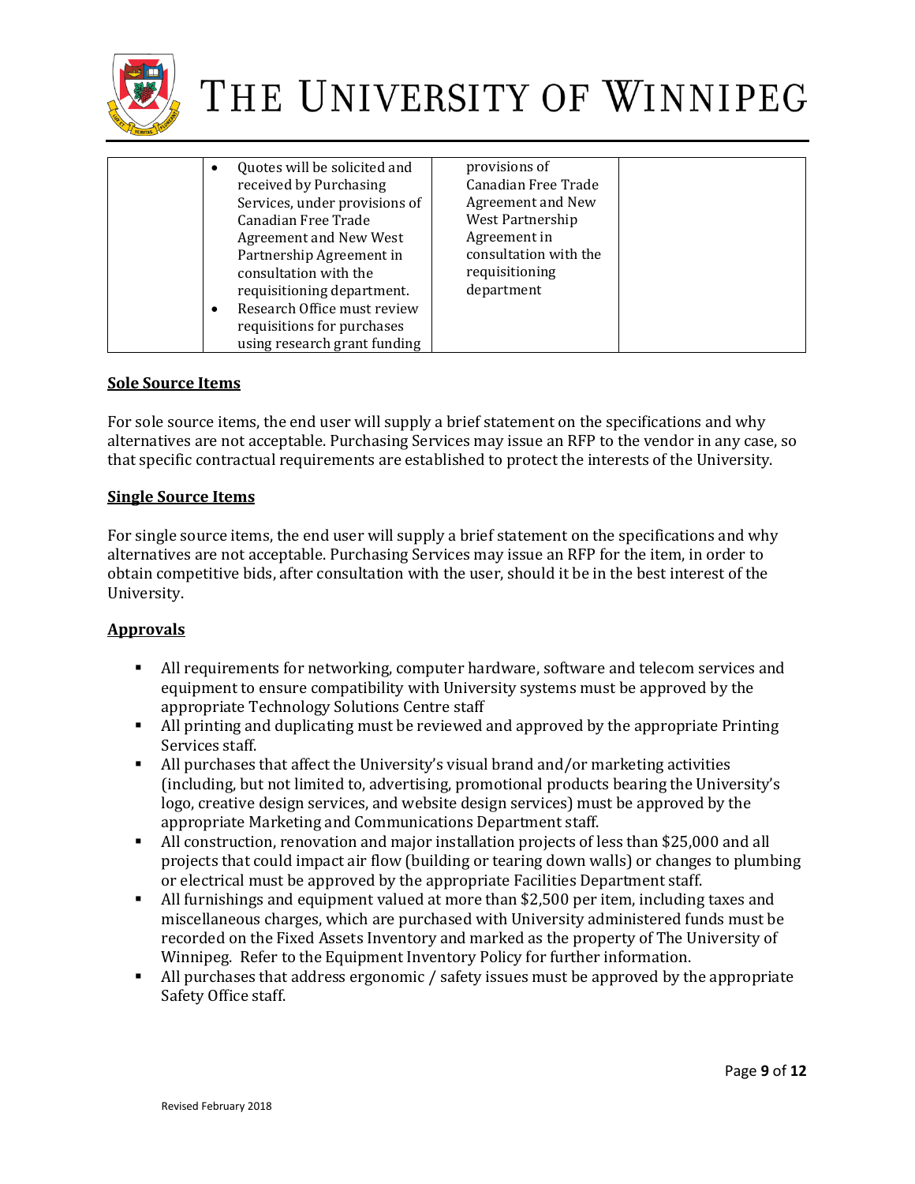| | • Quotes will be solicited and received by Purchasing Services, under provisions of Canadian Free Trade Agreement and New West Partnership Agreement in consultation with the requisitioning department.<br>• Research Office must review requisitions for purchases using research grant funding | provisions of Canadian Free Trade Agreement and New West Partnership Agreement in consultation with the requisitioning department | |
|---|---|---|---|

## Sole Source Items

For sole source items, the end user will supply a brief statement on the specifications and why alternatives are not acceptable. Purchasing Services may issue an RFP to the vendor in any case, so that specific contractual requirements are established to protect the interests of the University.

## Single Source Items

For single source items, the end user will supply a brief statement on the specifications and why alternatives are not acceptable. Purchasing Services may issue an RFP for the item, in order to obtain competitive bids, after consultation with the user, should it be in the best interest of the University.

## Approvals

- All requirements for networking, computer hardware, software and telecom services and equipment to ensure compatibility with University systems must be approved by the appropriate Technology Solutions Centre staff
- All printing and duplicating must be reviewed and approved by the appropriate Printing Services staff.
- All purchases that affect the University's visual brand and/or marketing activities (including, but not limited to, advertising, promotional products bearing the University's logo, creative design services, and website design services) must be approved by the appropriate Marketing and Communications Department staff.
- All construction, renovation and major installation projects of less than $25,000 and all projects that could impact air flow (building or tearing down walls) or changes to plumbing or electrical must be approved by the appropriate Facilities Department staff.
- All furnishings and equipment valued at more than $2,500 per item, including taxes and miscellaneous charges, which are purchased with University administered funds must be recorded on the Fixed Assets Inventory and marked as the property of The University of Winnipeg. Refer to the Equipment Inventory Policy for further information.
- All purchases that address ergonomic / safety issues must be approved by the appropriate Safety Office staff.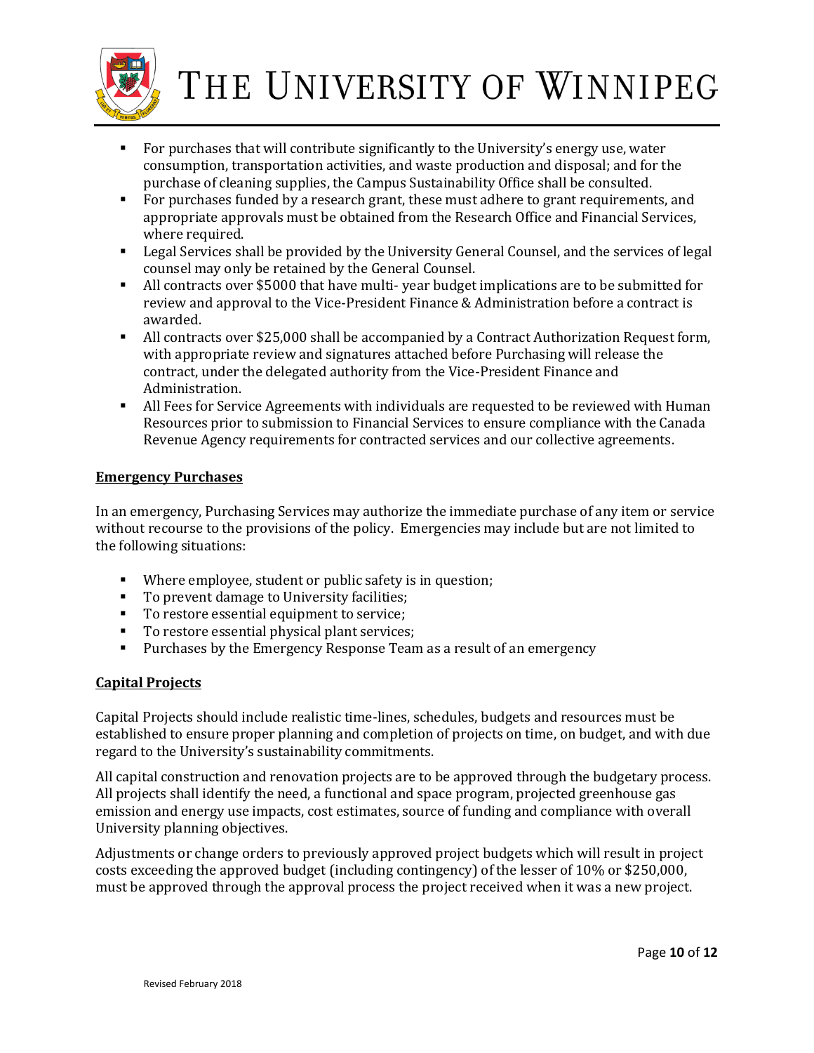- For purchases that will contribute significantly to the University's energy use, water consumption, transportation activities, and waste production and disposal; and for the purchase of cleaning supplies, the Campus Sustainability Office shall be consulted.
- For purchases funded by a research grant, these must adhere to grant requirements, and appropriate approvals must be obtained from the Research Office and Financial Services, where required.
- Legal Services shall be provided by the University General Counsel, and the services of legal counsel may only be retained by the General Counsel.
- All contracts over $5000 that have multi- year budget implications are to be submitted for review and approval to the Vice-President Finance & Administration before a contract is awarded.
- All contracts over $25,000 shall be accompanied by a Contract Authorization Request form, with appropriate review and signatures attached before Purchasing will release the contract, under the delegated authority from the Vice-President Finance and Administration.
- All Fees for Service Agreements with individuals are requested to be reviewed with Human Resources prior to submission to Financial Services to ensure compliance with the Canada Revenue Agency requirements for contracted services and our collective agreements.

## Emergency Purchases

In an emergency, Purchasing Services may authorize the immediate purchase of any item or service without recourse to the provisions of the policy. Emergencies may include but are not limited to the following situations:

- Where employee, student or public safety is in question;
- To prevent damage to University facilities;
- To restore essential equipment to service;
- To restore essential physical plant services;
- Purchases by the Emergency Response Team as a result of an emergency

## Capital Projects

Capital Projects should include realistic time-lines, schedules, budgets and resources must be established to ensure proper planning and completion of projects on time, on budget, and with due regard to the University's sustainability commitments.

All capital construction and renovation projects are to be approved through the budgetary process. All projects shall identify the need, a functional and space program, projected greenhouse gas emission and energy use impacts, cost estimates, source of funding and compliance with overall University planning objectives.

Adjustments or change orders to previously approved project budgets which will result in project costs exceeding the approved budget (including contingency) of the lesser of 10% or $250,000, must be approved through the approval process the project received when it was a new project.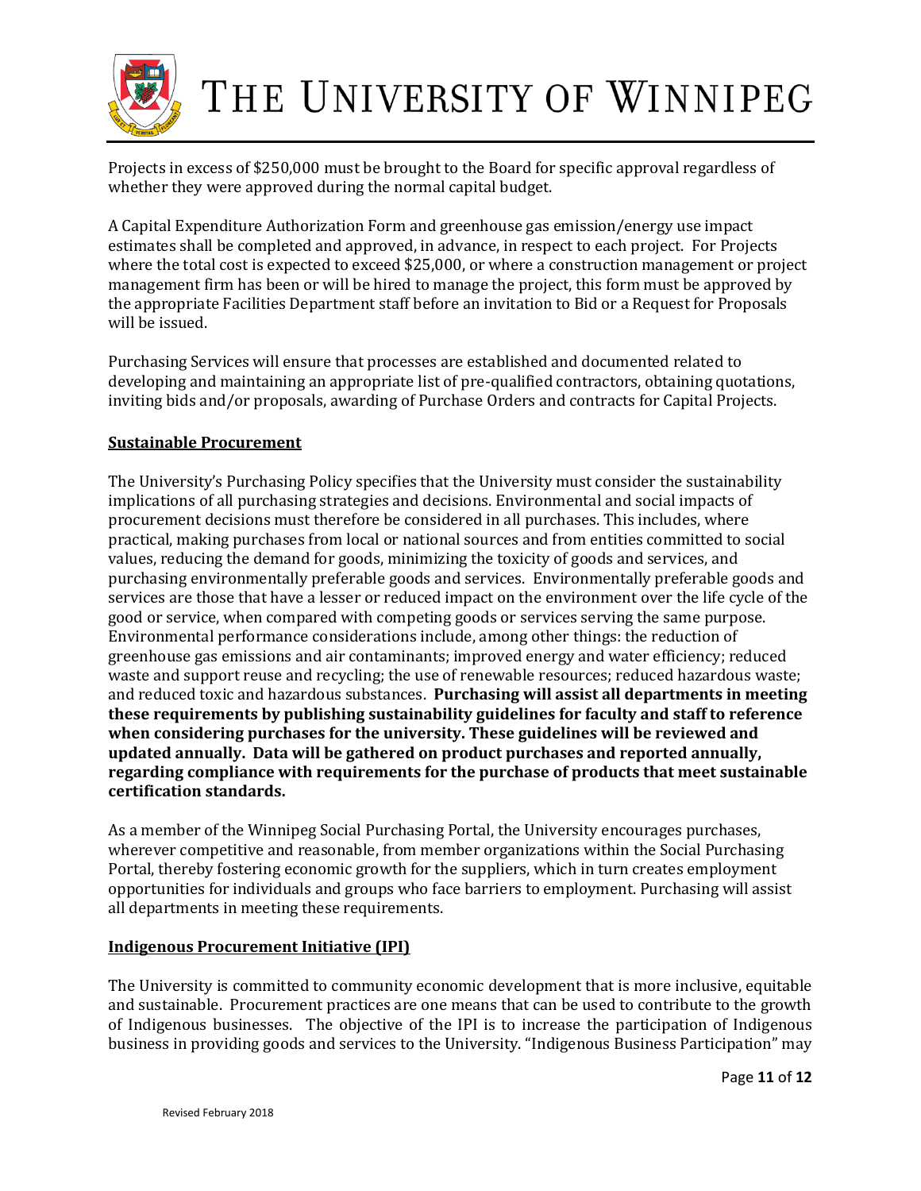Projects in excess of $250,000 must be brought to the Board for specific approval regardless of whether they were approved during the normal capital budget.

A Capital Expenditure Authorization Form and greenhouse gas emission/energy use impact estimates shall be completed and approved, in advance, in respect to each project. For Projects where the total cost is expected to exceed $25,000, or where a construction management or project management firm has been or will be hired to manage the project, this form must be approved by the appropriate Facilities Department staff before an invitation to Bid or a Request for Proposals will be issued.

Purchasing Services will ensure that processes are established and documented related to developing and maintaining an appropriate list of pre-qualified contractors, obtaining quotations, inviting bids and/or proposals, awarding of Purchase Orders and contracts for Capital Projects.

## Sustainable Procurement

The University's Purchasing Policy specifies that the University must consider the sustainability implications of all purchasing strategies and decisions. Environmental and social impacts of procurement decisions must therefore be considered in all purchases. This includes, where practical, making purchases from local or national sources and from entities committed to social values, reducing the demand for goods, minimizing the toxicity of goods and services, and purchasing environmentally preferable goods and services. Environmentally preferable goods and services are those that have a lesser or reduced impact on the environment over the life cycle of the good or service, when compared with competing goods or services serving the same purpose. Environmental performance considerations include, among other things: the reduction of greenhouse gas emissions and air contaminants; improved energy and water efficiency; reduced waste and support reuse and recycling; the use of renewable resources; reduced hazardous waste; and reduced toxic and hazardous substances. **Purchasing will assist all departments in meeting these requirements by publishing sustainability guidelines for faculty and staff to reference when considering purchases for the university. These guidelines will be reviewed and updated annually. Data will be gathered on product purchases and reported annually, regarding compliance with requirements for the purchase of products that meet sustainable certification standards.**

As a member of the Winnipeg Social Purchasing Portal, the University encourages purchases, wherever competitive and reasonable, from member organizations within the Social Purchasing Portal, thereby fostering economic growth for the suppliers, which in turn creates employment opportunities for individuals and groups who face barriers to employment. Purchasing will assist all departments in meeting these requirements.

## Indigenous Procurement Initiative (IPI)

The University is committed to community economic development that is more inclusive, equitable and sustainable. Procurement practices are one means that can be used to contribute to the growth of Indigenous businesses. The objective of the IPI is to increase the participation of Indigenous business in providing goods and services to the University. "Indigenous Business Participation" may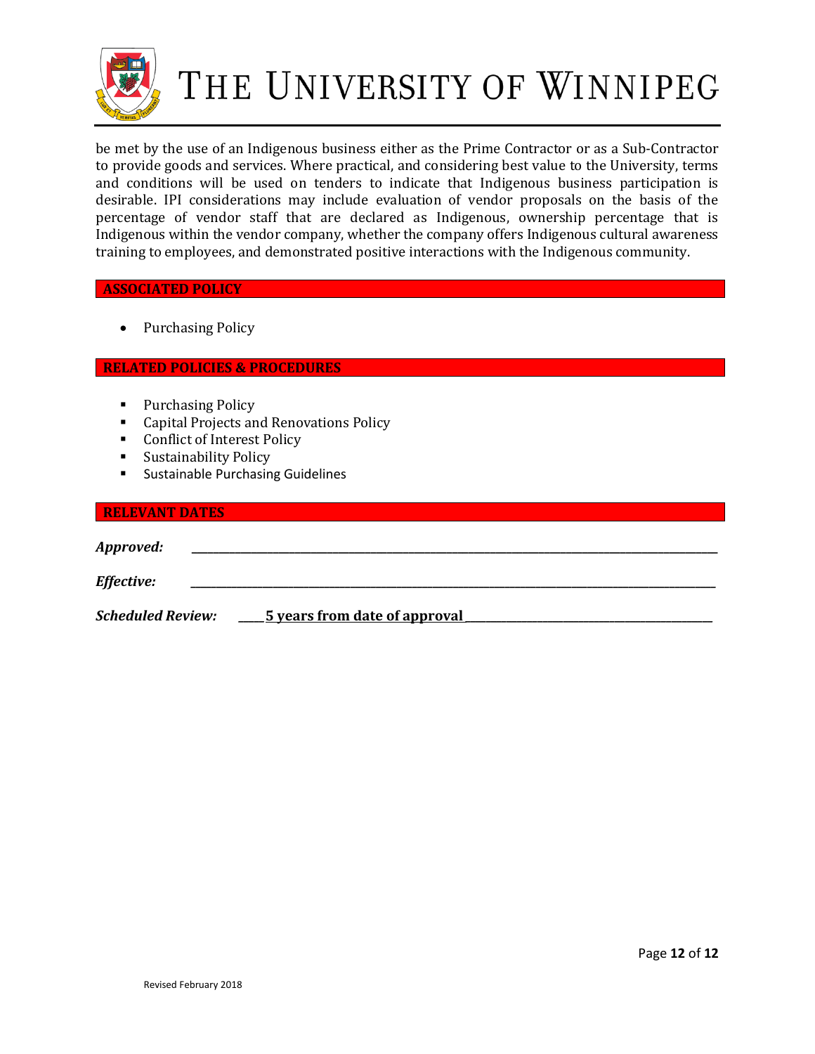be met by the use of an Indigenous business either as the Prime Contractor or as a Sub-Contractor to provide goods and services. Where practical, and considering best value to the University, terms and conditions will be used on tenders to indicate that Indigenous business participation is desirable. IPI considerations may include evaluation of vendor proposals on the basis of the percentage of vendor staff that are declared as Indigenous, ownership percentage that is Indigenous within the vendor company, whether the company offers Indigenous cultural awareness training to employees, and demonstrated positive interactions with the Indigenous community.

## ASSOCIATED POLICY

- Purchasing Policy

## RELATED POLICIES & PROCEDURES

- Purchasing Policy
- Capital Projects and Renovations Policy
- Conflict of Interest Policy
- Sustainability Policy
- Sustainable Purchasing Guidelines

## RELEVANT DATES

***Approved:*** ____________________

***Effective:*** ____________________

***Scheduled Review:*** **5 years from date of approval**

Revised February 2018